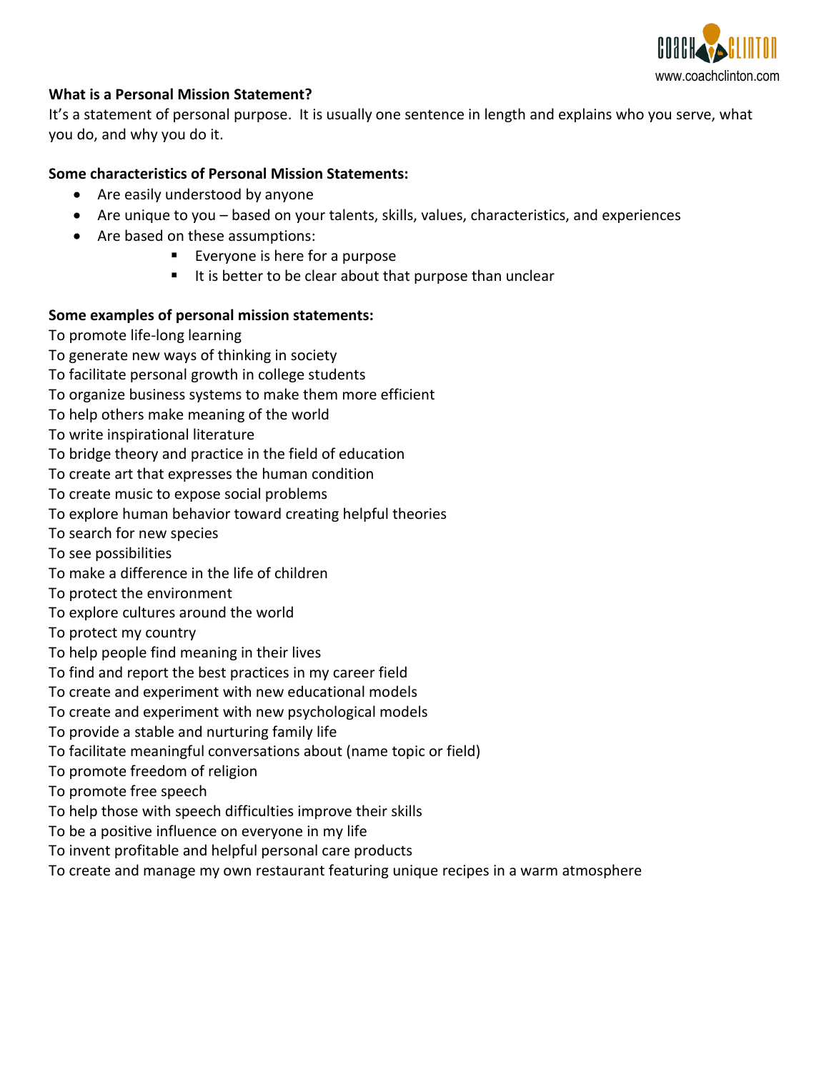**What is a Personal Mission Statement?**

It's a statement of personal purpose. It is usually one sentence in length and explains who you serve, what you do, and why you do it.

**Some characteristics of Personal Mission Statements:**

- Are easily understood by anyone
- Are unique to you – based on your talents, skills, values, characteristics, and experiences
- Are based on these assumptions:
  - Everyone is here for a purpose
  - It is better to be clear about that purpose than unclear

**Some examples of personal mission statements:**

To promote life-long learning  
To generate new ways of thinking in society  
To facilitate personal growth in college students  
To organize business systems to make them more efficient  
To help others make meaning of the world  
To write inspirational literature  
To bridge theory and practice in the field of education  
To create art that expresses the human condition  
To create music to expose social problems  
To explore human behavior toward creating helpful theories  
To search for new species  
To see possibilities  
To make a difference in the life of children  
To protect the environment  
To explore cultures around the world  
To protect my country  
To help people find meaning in their lives  
To find and report the best practices in my career field  
To create and experiment with new educational models  
To create and experiment with new psychological models  
To provide a stable and nurturing family life  
To facilitate meaningful conversations about (name topic or field)  
To promote freedom of religion  
To promote free speech  
To help those with speech difficulties improve their skills  
To be a positive influence on everyone in my life  
To invent profitable and helpful personal care products  
To create and manage my own restaurant featuring unique recipes in a warm atmosphere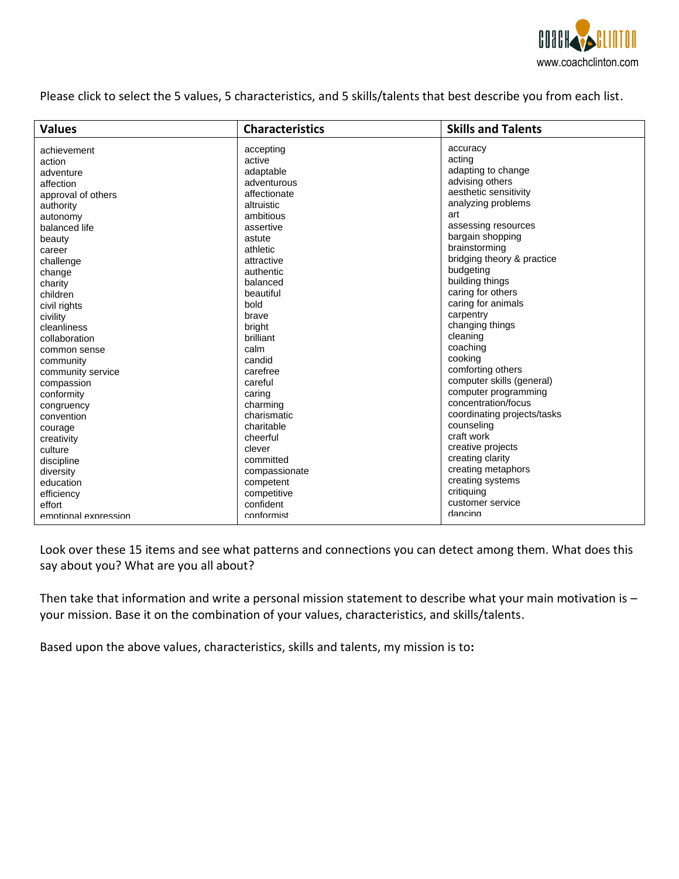Please click to select the 5 values, 5 characteristics, and 5 skills/talents that best describe you from each list.

| Values | Characteristics | Skills and Talents |
|---|---|---|
| achievement | accepting | accuracy |
| action | active | acting |
| adventure | adaptable | adapting to change |
| affection | adventurous | advising others |
| approval of others | affectionate | aesthetic sensitivity |
| authority | altruistic | analyzing problems |
| autonomy | ambitious | art |
| balanced life | assertive | assessing resources |
| beauty | astute | bargain shopping |
| career | athletic | brainstorming |
| challenge | attractive | bridging theory & practice |
| change | authentic | budgeting |
| charity | balanced | building things |
| children | beautiful | caring for others |
| civil rights | bold | caring for animals |
| civility | brave | carpentry |
| cleanliness | bright | changing things |
| collaboration | brilliant | cleaning |
| common sense | calm | coaching |
| community | candid | cooking |
| community service | carefree | comforting others |
| compassion | careful | computer skills (general) |
| conformity | caring | computer programming |
| congruency | charming | concentration/focus |
| convention | charismatic | coordinating projects/tasks |
| courage | charitable | counseling |
| creativity | cheerful | craft work |
| culture | clever | creative projects |
| discipline | committed | creating clarity |
| diversity | compassionate | creating metaphors |
| education | competent | creating systems |
| efficiency | competitive | critiquing |
| effort | confident | customer service |
| emotional expression | conformist | dancing |

Look over these 15 items and see what patterns and connections you can detect among them. What does this say about you? What are you all about?

Then take that information and write a personal mission statement to describe what your main motivation is – your mission. Base it on the combination of your values, characteristics, and skills/talents.

Based upon the above values, characteristics, skills and talents, my mission is to**:**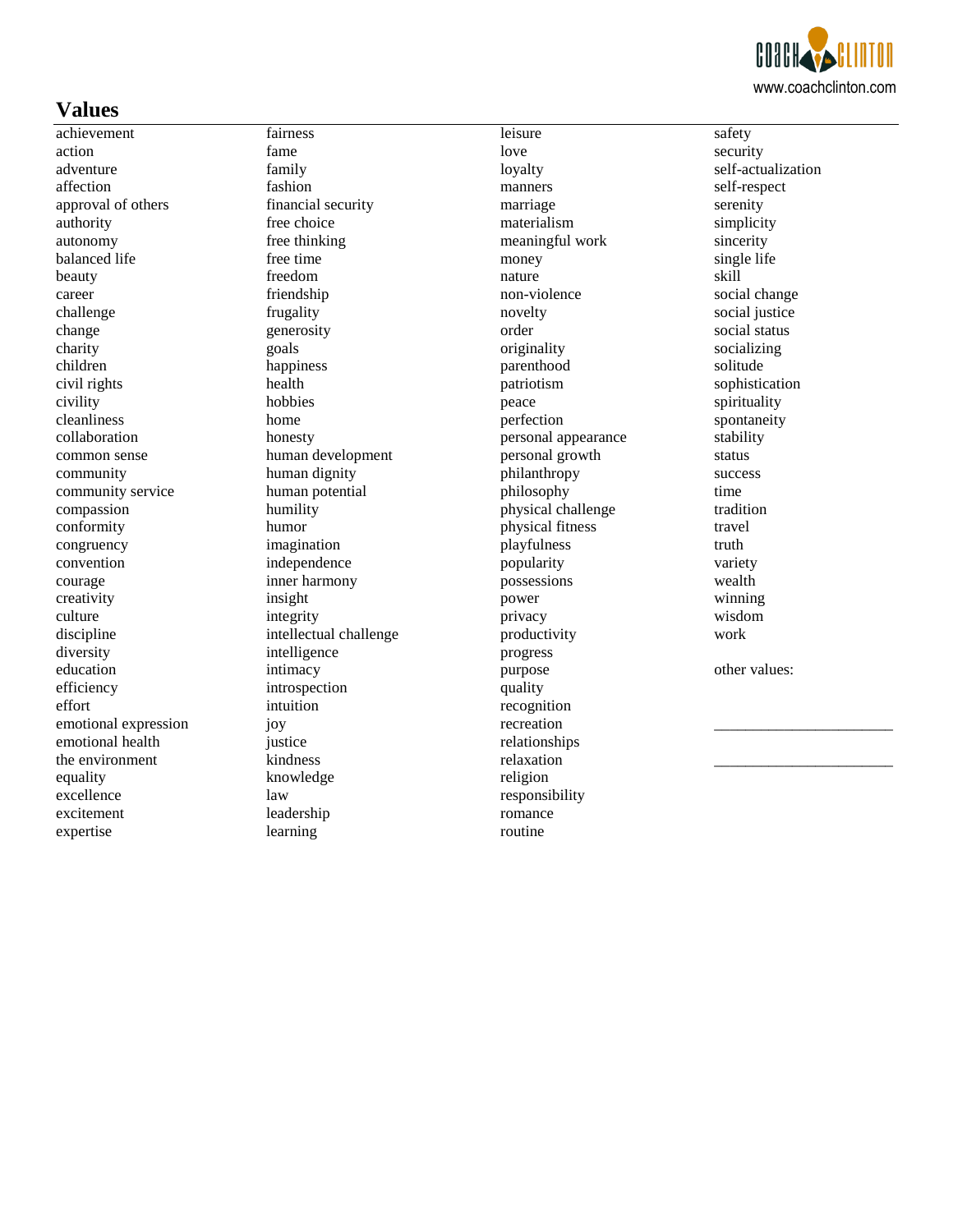www.coachclinton.com

# Values

achievement
action
adventure
affection
approval of others
authority
autonomy
balanced life
beauty
career
challenge
change
charity
children
civil rights
civility
cleanliness
collaboration
common sense
community
community service
compassion
conformity
congruency
convention
courage
creativity
culture
discipline
diversity
education
efficiency
effort
emotional expression
emotional health
the environment
equality
excellence
excitement
expertise

fairness
fame
family
fashion
financial security
free choice
free thinking
free time
freedom
friendship
frugality
generosity
goals
happiness
health
hobbies
home
honesty
human development
human dignity
human potential
humility
humor
imagination
independence
inner harmony
insight
integrity
intellectual challenge
intelligence
intimacy
introspection
intuition
joy
justice
kindness
knowledge
law
leadership
learning

leisure
love
loyalty
manners
marriage
materialism
meaningful work
money
nature
non-violence
novelty
order
originality
parenthood
patriotism
peace
perfection
personal appearance
personal growth
philanthropy
philosophy
physical challenge
physical fitness
playfulness
popularity
possessions
power
privacy
productivity
progress
purpose
quality
recognition
recreation
relationships
relaxation
religion
responsibility
romance
routine

safety
security
self-actualization
self-respect
serenity
simplicity
sincerity
single life
skill
social change
social justice
social status
socializing
solitude
sophistication
spirituality
spontaneity
stability
status
success
time
tradition
travel
truth
variety
wealth
winning
wisdom
work

other values:

______________________

______________________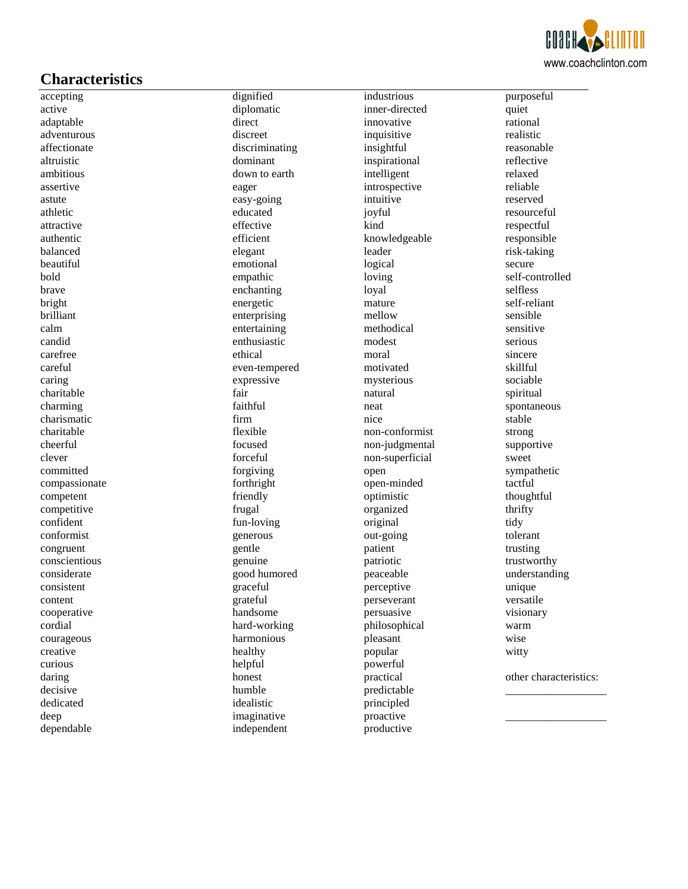## Characteristics

accepting
active
adaptable
adventurous
affectionate
altruistic
ambitious
assertive
astute
athletic
attractive
authentic
balanced
beautiful
bold
brave
bright
brilliant
calm
candid
carefree
careful
caring
charitable
charming
charismatic
charitable
cheerful
clever
committed
compassionate
competent
competitive
confident
conformist
congruent
conscientious
considerate
consistent
content
cooperative
cordial
courageous
creative
curious
daring
decisive
dedicated
deep
dependable
dignified
diplomatic
direct
discreet
discriminating
dominant
down to earth
eager
easy-going
educated
effective
efficient
elegant
emotional
empathic
enchanting
energetic
enterprising
entertaining
enthusiastic
ethical
even-tempered
expressive
fair
faithful
firm
flexible
focused
forceful
forgiving
forthright
friendly
frugal
fun-loving
generous
gentle
genuine
good humored
graceful
grateful
handsome
hard-working
harmonious
healthy
helpful
honest
humble
idealistic
imaginative
independent
industrious
inner-directed
innovative
inquisitive
insightful
inspirational
intelligent
introspective
intuitive
joyful
kind
knowledgeable
leader
logical
loving
loyal
mature
mellow
methodical
modest
moral
motivated
mysterious
natural
neat
nice
non-conformist
non-judgmental
non-superficial
open
open-minded
optimistic
organized
original
out-going
patient
patriotic
peaceable
perceptive
perseverant
persuasive
philosophical
pleasant
popular
powerful
practical
predictable
principled
proactive
productive
purposeful
quiet
rational
realistic
reasonable
reflective
relaxed
reliable
reserved
resourceful
respectful
responsible
risk-taking
secure
self-controlled
selfless
self-reliant
sensible
sensitive
serious
sincere
skillful
sociable
spiritual
spontaneous
stable
strong
supportive
sweet
sympathetic
tactful
thoughtful
thrifty
tidy
tolerant
trusting
trustworthy
understanding
unique
versatile
visionary
warm
wise
witty

other characteristics:

__________________

__________________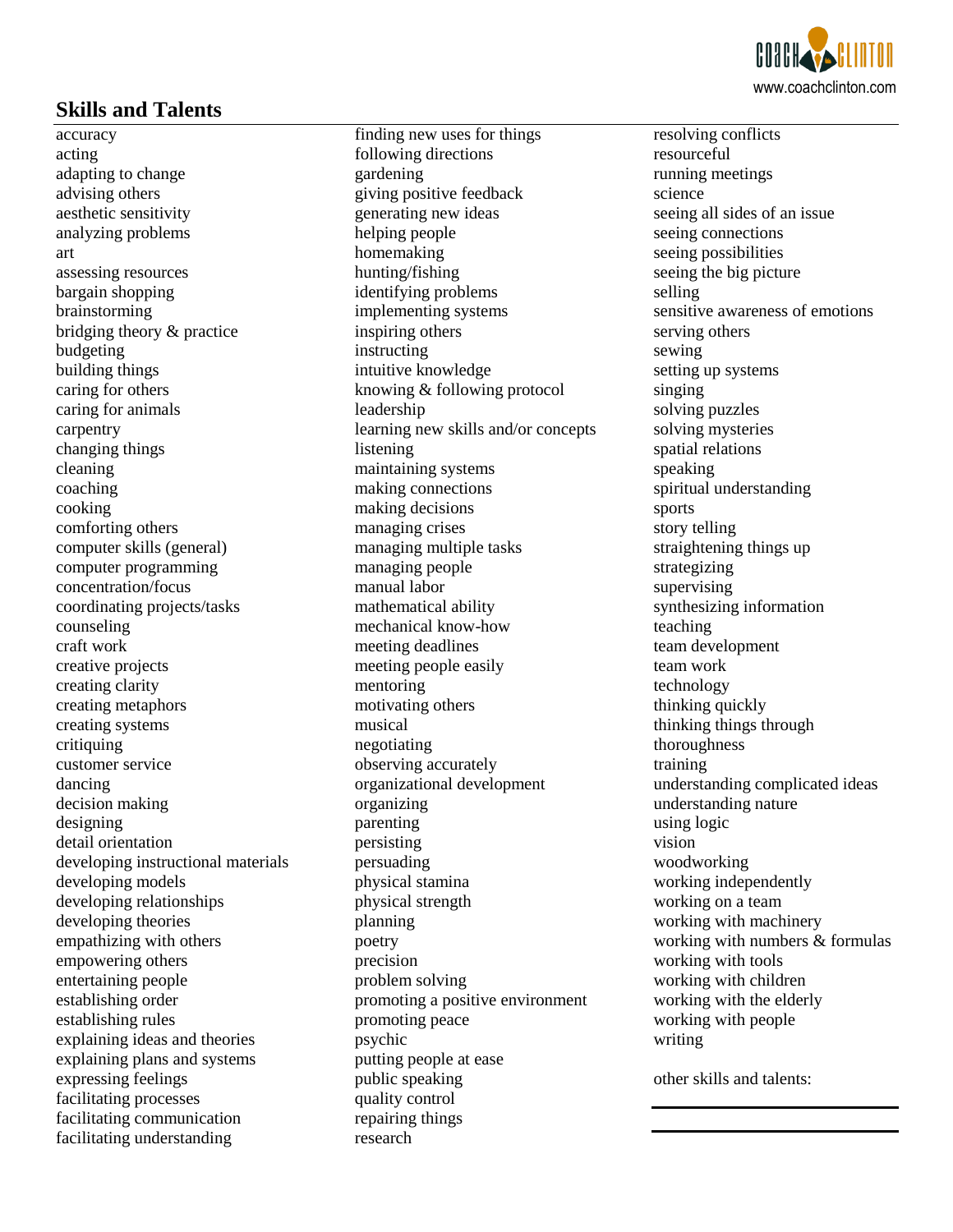## Skills and Talents

accuracy
acting
adapting to change
advising others
aesthetic sensitivity
analyzing problems
art
assessing resources
bargain shopping
brainstorming
bridging theory & practice
budgeting
building things
caring for others
caring for animals
carpentry
changing things
cleaning
coaching
cooking
comforting others
computer skills (general)
computer programming
concentration/focus
coordinating projects/tasks
counseling
craft work
creative projects
creating clarity
creating metaphors
creating systems
critiquing
customer service
dancing
decision making
designing
detail orientation
developing instructional materials
developing models
developing relationships
developing theories
empathizing with others
empowering others
entertaining people
establishing order
establishing rules
explaining ideas and theories
explaining plans and systems
expressing feelings
facilitating processes
facilitating communication
facilitating understanding
finding new uses for things
following directions
gardening
giving positive feedback
generating new ideas
helping people
homemaking
hunting/fishing
identifying problems
implementing systems
inspiring others
instructing
intuitive knowledge
knowing & following protocol
leadership
learning new skills and/or concepts
listening
maintaining systems
making connections
making decisions
managing crises
managing multiple tasks
managing people
manual labor
mathematical ability
mechanical know-how
meeting deadlines
meeting people easily
mentoring
motivating others
musical
negotiating
observing accurately
organizational development
organizing
parenting
persisting
persuading
physical stamina
physical strength
planning
poetry
precision
problem solving
promoting a positive environment
promoting peace
psychic
putting people at ease
public speaking
quality control
repairing things
research
resolving conflicts
resourceful
running meetings
science
seeing all sides of an issue
seeing connections
seeing possibilities
seeing the big picture
selling
sensitive awareness of emotions
serving others
sewing
setting up systems
singing
solving puzzles
solving mysteries
spatial relations
speaking
spiritual understanding
sports
story telling
straightening things up
strategizing
supervising
synthesizing information
teaching
team development
team work
technology
thinking quickly
thinking things through
thoroughness
training
understanding complicated ideas
understanding nature
using logic
vision
woodworking
working independently
working on a team
working with machinery
working with numbers & formulas
working with tools
working with children
working with the elderly
working with people
writing

other skills and talents:

\_\_\_\_\_\_\_\_\_\_\_\_\_\_\_\_\_\_\_\_

\_\_\_\_\_\_\_\_\_\_\_\_\_\_\_\_\_\_\_\_